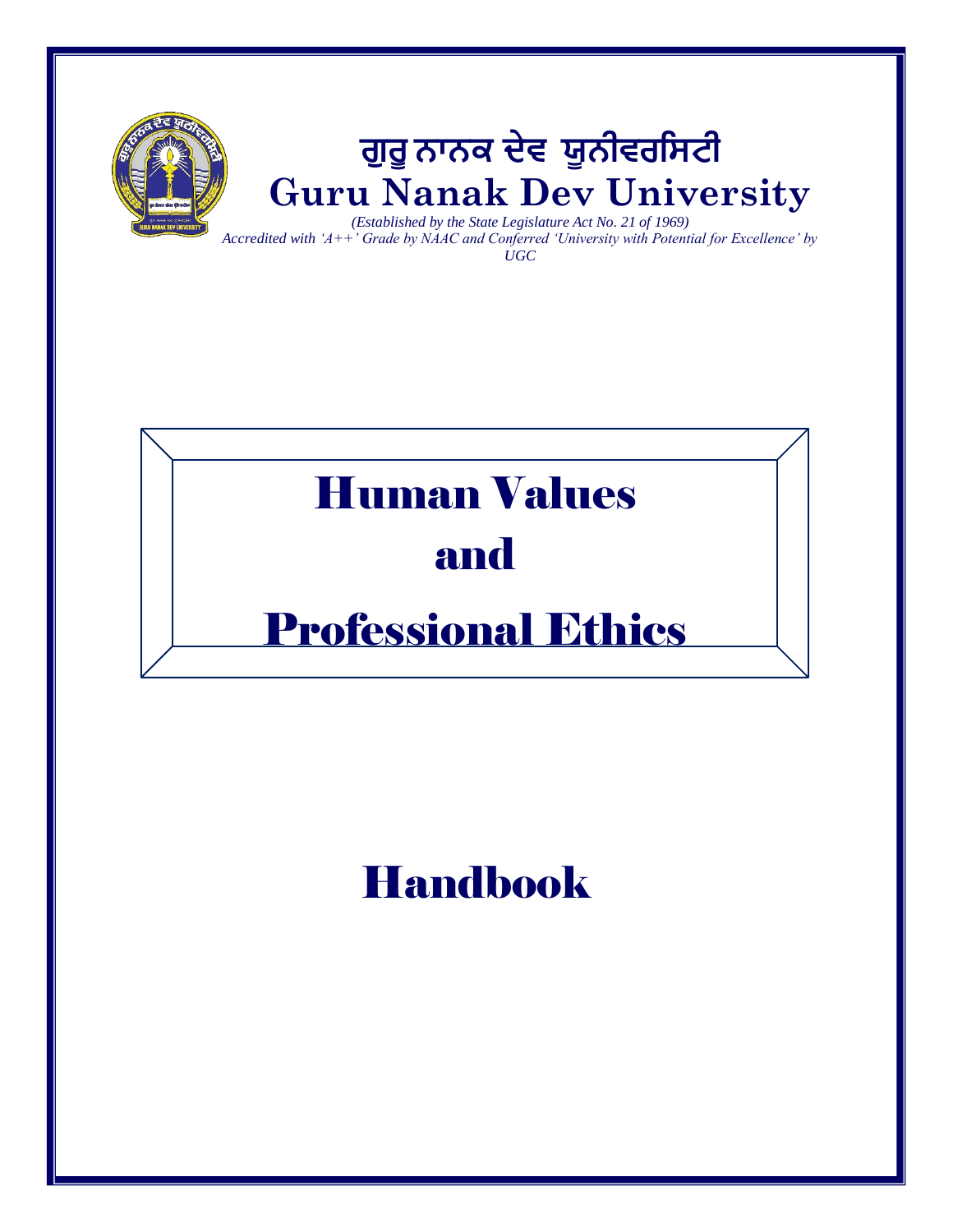# ਗੁਰੂ ਨਾਨਕ ਦੇਵ ਯੂਨੀਵਰਸਿਟੀ
# Guru Nanak Dev University

*(Established by the State Legislature Act No. 21 of 1969)*
*Accredited with 'A++' Grade by NAAC and Conferred 'University with Potential for Excellence' by UGC*

# Human Values and Professional Ethics

# Handbook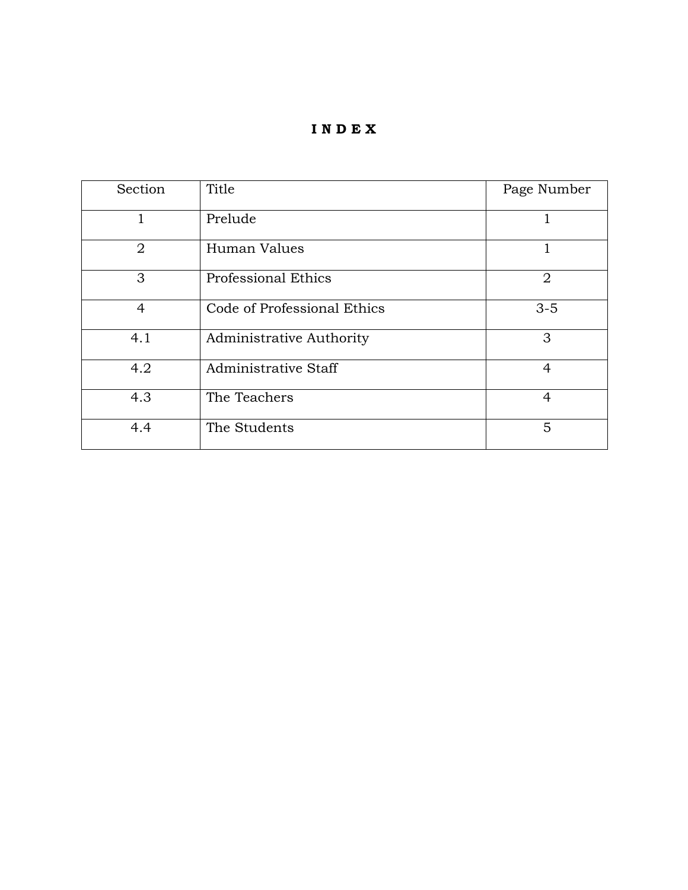# I N D E X

| Section | Title | Page Number |
|---|---|---|
| 1 | Prelude | 1 |
| 2 | Human Values | 1 |
| 3 | Professional Ethics | 2 |
| 4 | Code of Professional Ethics | 3-5 |
| 4.1 | Administrative Authority | 3 |
| 4.2 | Administrative Staff | 4 |
| 4.3 | The Teachers | 4 |
| 4.4 | The Students | 5 |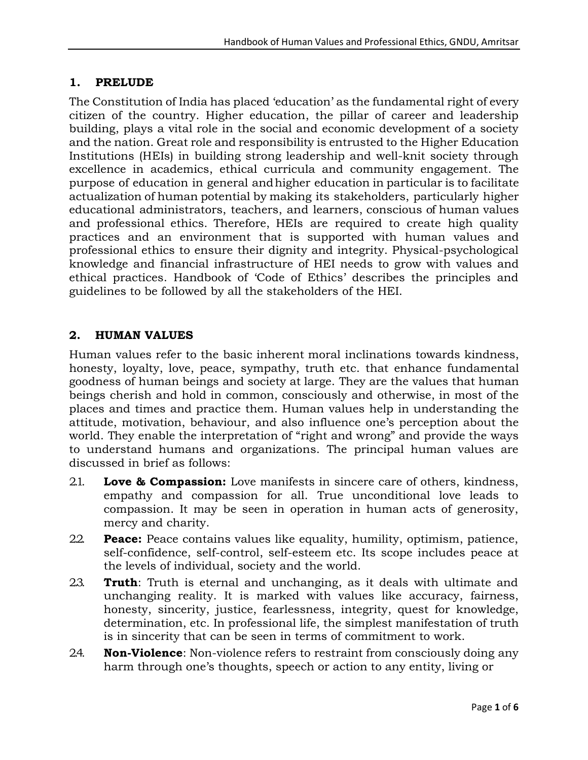## 1. PRELUDE

The Constitution of India has placed 'education' as the fundamental right of every citizen of the country. Higher education, the pillar of career and leadership building, plays a vital role in the social and economic development of a society and the nation. Great role and responsibility is entrusted to the Higher Education Institutions (HEIs) in building strong leadership and well-knit society through excellence in academics, ethical curricula and community engagement. The purpose of education in general and higher education in particular is to facilitate actualization of human potential by making its stakeholders, particularly higher educational administrators, teachers, and learners, conscious of human values and professional ethics. Therefore, HEIs are required to create high quality practices and an environment that is supported with human values and professional ethics to ensure their dignity and integrity. Physical-psychological knowledge and financial infrastructure of HEI needs to grow with values and ethical practices. Handbook of 'Code of Ethics' describes the principles and guidelines to be followed by all the stakeholders of the HEI.

## 2. HUMAN VALUES

Human values refer to the basic inherent moral inclinations towards kindness, honesty, loyalty, love, peace, sympathy, truth etc. that enhance fundamental goodness of human beings and society at large. They are the values that human beings cherish and hold in common, consciously and otherwise, in most of the places and times and practice them. Human values help in understanding the attitude, motivation, behaviour, and also influence one's perception about the world. They enable the interpretation of "right and wrong" and provide the ways to understand humans and organizations. The principal human values are discussed in brief as follows:

2.1. **Love & Compassion:** Love manifests in sincere care of others, kindness, empathy and compassion for all. True unconditional love leads to compassion. It may be seen in operation in human acts of generosity, mercy and charity.

2.2. **Peace:** Peace contains values like equality, humility, optimism, patience, self-confidence, self-control, self-esteem etc. Its scope includes peace at the levels of individual, society and the world.

2.3. **Truth**: Truth is eternal and unchanging, as it deals with ultimate and unchanging reality. It is marked with values like accuracy, fairness, honesty, sincerity, justice, fearlessness, integrity, quest for knowledge, determination, etc. In professional life, the simplest manifestation of truth is in sincerity that can be seen in terms of commitment to work.

2.4. **Non-Violence**: Non-violence refers to restraint from consciously doing any harm through one's thoughts, speech or action to any entity, living or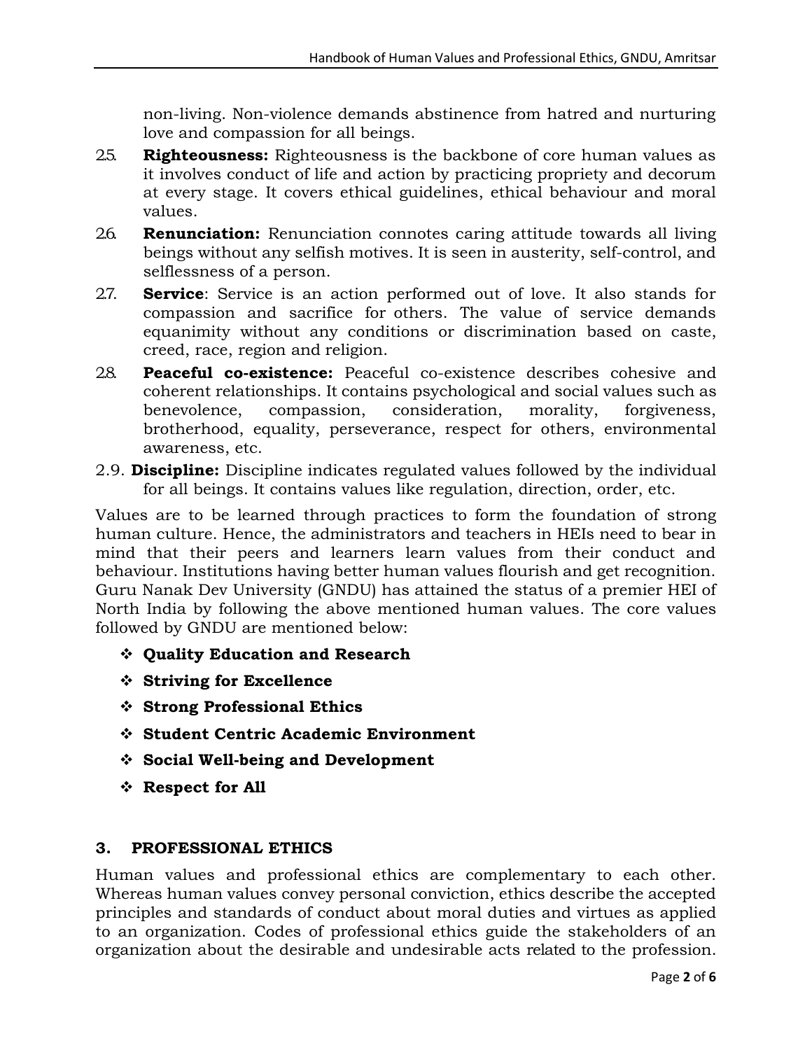non-living. Non-violence demands abstinence from hatred and nurturing love and compassion for all beings.

2.5. **Righteousness:** Righteousness is the backbone of core human values as it involves conduct of life and action by practicing propriety and decorum at every stage. It covers ethical guidelines, ethical behaviour and moral values.

2.6. **Renunciation:** Renunciation connotes caring attitude towards all living beings without any selfish motives. It is seen in austerity, self-control, and selflessness of a person.

2.7. **Service**: Service is an action performed out of love. It also stands for compassion and sacrifice for others. The value of service demands equanimity without any conditions or discrimination based on caste, creed, race, region and religion.

2.8. **Peaceful co-existence:** Peaceful co-existence describes cohesive and coherent relationships. It contains psychological and social values such as benevolence, compassion, consideration, morality, forgiveness, brotherhood, equality, perseverance, respect for others, environmental awareness, etc.

2.9. **Discipline:** Discipline indicates regulated values followed by the individual for all beings. It contains values like regulation, direction, order, etc.

Values are to be learned through practices to form the foundation of strong human culture. Hence, the administrators and teachers in HEIs need to bear in mind that their peers and learners learn values from their conduct and behaviour. Institutions having better human values flourish and get recognition. Guru Nanak Dev University (GNDU) has attained the status of a premier HEI of North India by following the above mentioned human values. The core values followed by GNDU are mentioned below:

- **Quality Education and Research**
- **Striving for Excellence**
- **Strong Professional Ethics**
- **Student Centric Academic Environment**
- **Social Well-being and Development**
- **Respect for All**

## 3. PROFESSIONAL ETHICS

Human values and professional ethics are complementary to each other. Whereas human values convey personal conviction, ethics describe the accepted principles and standards of conduct about moral duties and virtues as applied to an organization. Codes of professional ethics guide the stakeholders of an organization about the desirable and undesirable acts related to the profession.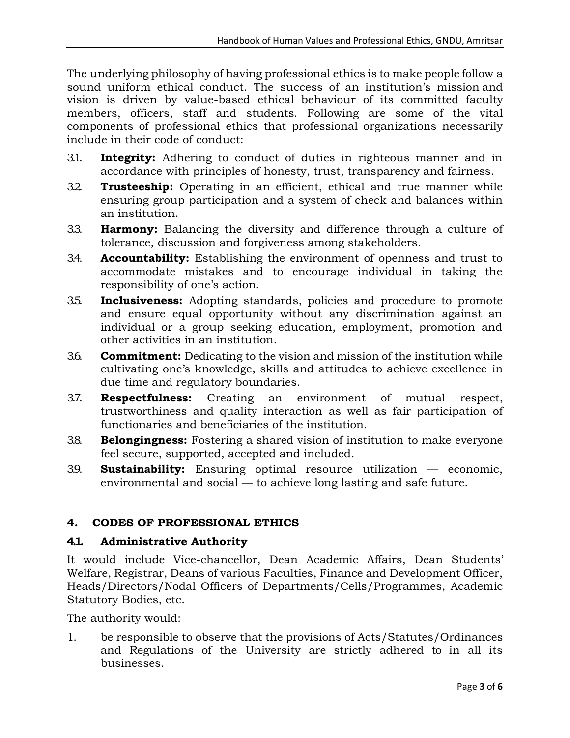The underlying philosophy of having professional ethics is to make people follow a sound uniform ethical conduct. The success of an institution's mission and vision is driven by value-based ethical behaviour of its committed faculty members, officers, staff and students. Following are some of the vital components of professional ethics that professional organizations necessarily include in their code of conduct:

3.1. **Integrity:** Adhering to conduct of duties in righteous manner and in accordance with principles of honesty, trust, transparency and fairness.

3.2. **Trusteeship:** Operating in an efficient, ethical and true manner while ensuring group participation and a system of check and balances within an institution.

3.3. **Harmony:** Balancing the diversity and difference through a culture of tolerance, discussion and forgiveness among stakeholders.

3.4. **Accountability:** Establishing the environment of openness and trust to accommodate mistakes and to encourage individual in taking the responsibility of one's action.

3.5. **Inclusiveness:** Adopting standards, policies and procedure to promote and ensure equal opportunity without any discrimination against an individual or a group seeking education, employment, promotion and other activities in an institution.

3.6. **Commitment:** Dedicating to the vision and mission of the institution while cultivating one's knowledge, skills and attitudes to achieve excellence in due time and regulatory boundaries.

3.7. **Respectfulness:** Creating an environment of mutual respect, trustworthiness and quality interaction as well as fair participation of functionaries and beneficiaries of the institution.

3.8. **Belongingness:** Fostering a shared vision of institution to make everyone feel secure, supported, accepted and included.

3.9. **Sustainability:** Ensuring optimal resource utilization — economic, environmental and social — to achieve long lasting and safe future.

## 4. CODES OF PROFESSIONAL ETHICS

### 4.1. Administrative Authority

It would include Vice-chancellor, Dean Academic Affairs, Dean Students' Welfare, Registrar, Deans of various Faculties, Finance and Development Officer, Heads/Directors/Nodal Officers of Departments/Cells/Programmes, Academic Statutory Bodies, etc.

The authority would:

1. be responsible to observe that the provisions of Acts/Statutes/Ordinances and Regulations of the University are strictly adhered to in all its businesses.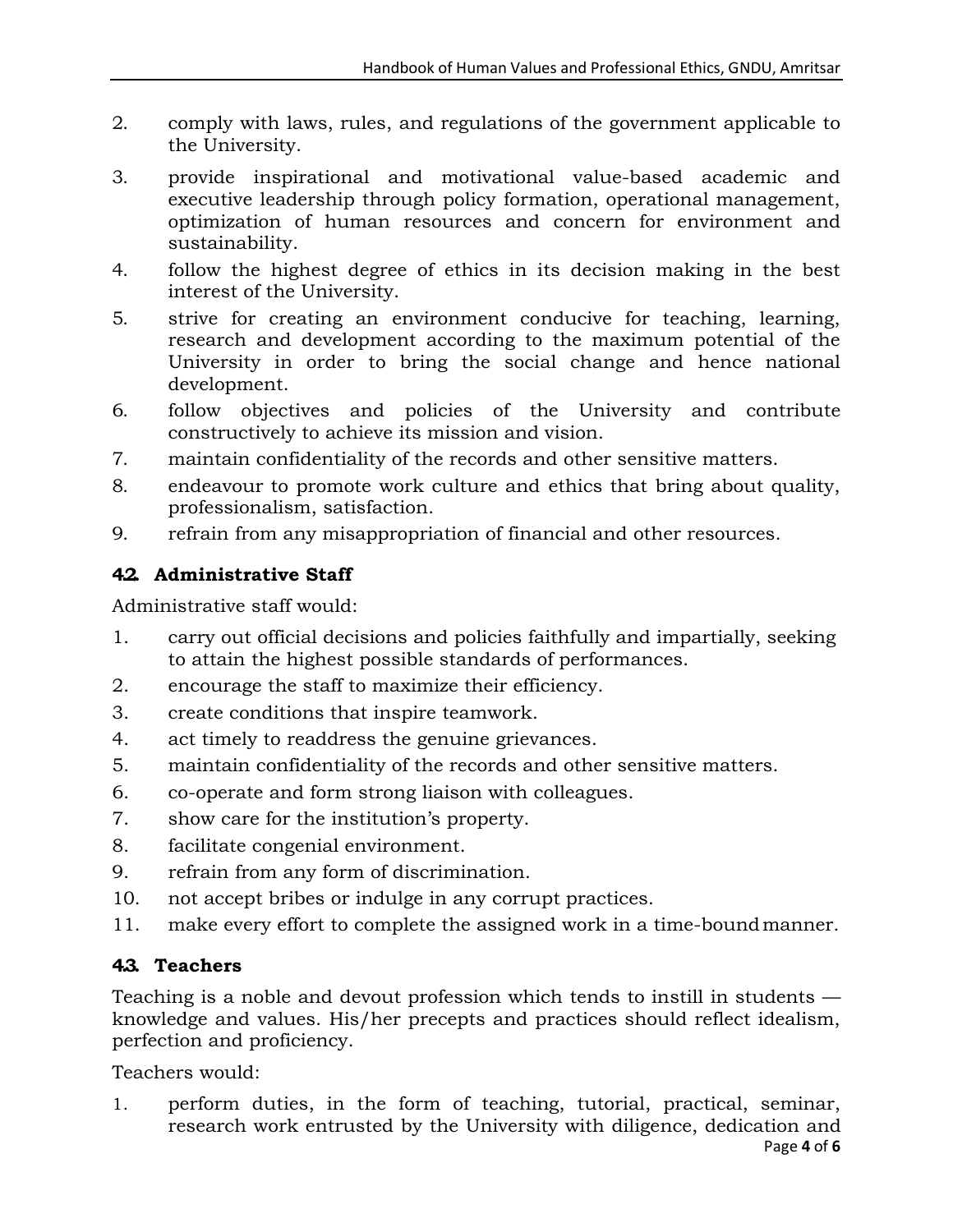2. comply with laws, rules, and regulations of the government applicable to the University.
3. provide inspirational and motivational value-based academic and executive leadership through policy formation, operational management, optimization of human resources and concern for environment and sustainability.
4. follow the highest degree of ethics in its decision making in the best interest of the University.
5. strive for creating an environment conducive for teaching, learning, research and development according to the maximum potential of the University in order to bring the social change and hence national development.
6. follow objectives and policies of the University and contribute constructively to achieve its mission and vision.
7. maintain confidentiality of the records and other sensitive matters.
8. endeavour to promote work culture and ethics that bring about quality, professionalism, satisfaction.
9. refrain from any misappropriation of financial and other resources.

### 4.2. Administrative Staff

Administrative staff would:

1. carry out official decisions and policies faithfully and impartially, seeking to attain the highest possible standards of performances.
2. encourage the staff to maximize their efficiency.
3. create conditions that inspire teamwork.
4. act timely to readdress the genuine grievances.
5. maintain confidentiality of the records and other sensitive matters.
6. co-operate and form strong liaison with colleagues.
7. show care for the institution's property.
8. facilitate congenial environment.
9. refrain from any form of discrimination.
10. not accept bribes or indulge in any corrupt practices.
11. make every effort to complete the assigned work in a time-bound manner.

### 4.3. Teachers

Teaching is a noble and devout profession which tends to instill in students — knowledge and values. His/her precepts and practices should reflect idealism, perfection and proficiency.

Teachers would:

1. perform duties, in the form of teaching, tutorial, practical, seminar, research work entrusted by the University with diligence, dedication and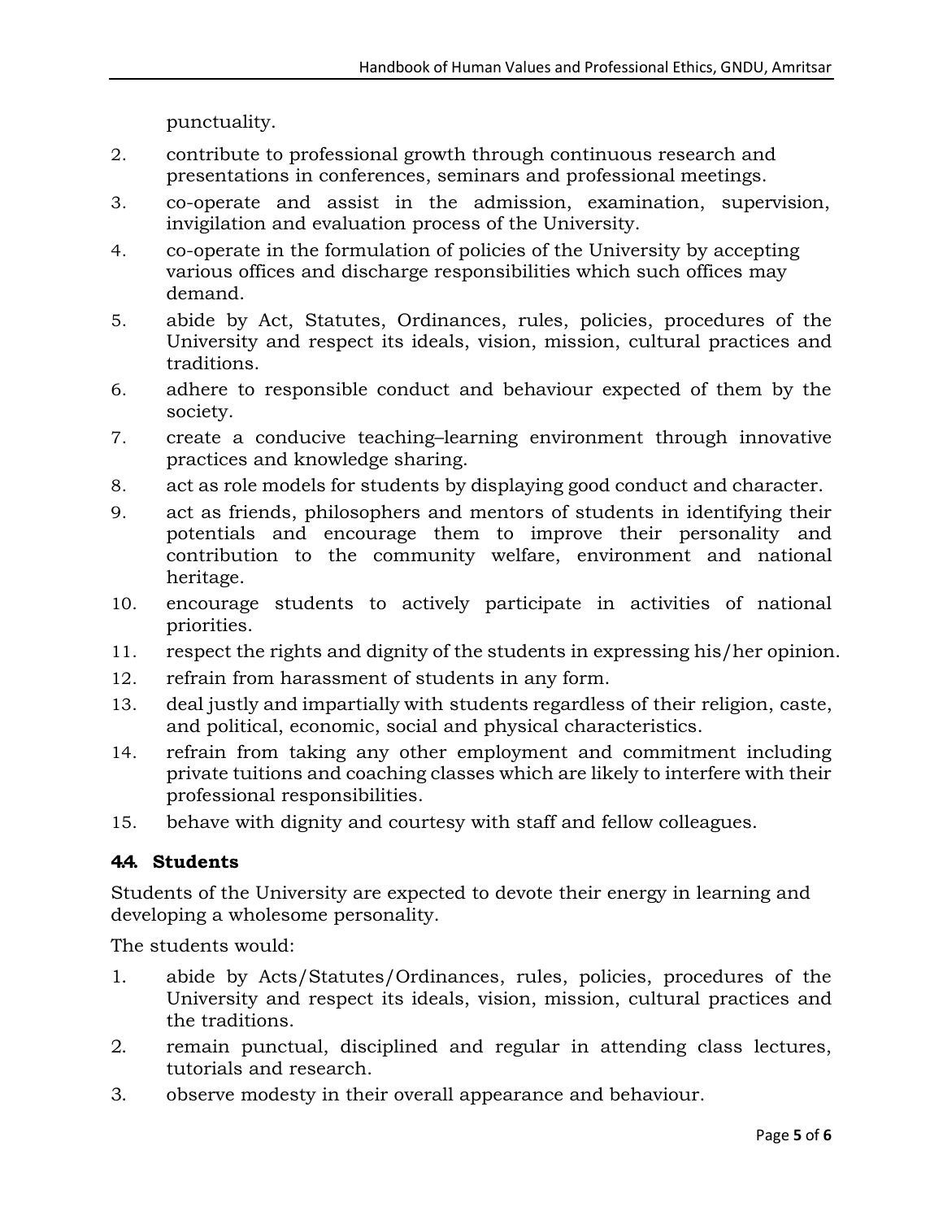punctuality.

2. contribute to professional growth through continuous research and presentations in conferences, seminars and professional meetings.
3. co-operate and assist in the admission, examination, supervision, invigilation and evaluation process of the University.
4. co-operate in the formulation of policies of the University by accepting various offices and discharge responsibilities which such offices may demand.
5. abide by Act, Statutes, Ordinances, rules, policies, procedures of the University and respect its ideals, vision, mission, cultural practices and traditions.
6. adhere to responsible conduct and behaviour expected of them by the society.
7. create a conducive teaching–learning environment through innovative practices and knowledge sharing.
8. act as role models for students by displaying good conduct and character.
9. act as friends, philosophers and mentors of students in identifying their potentials and encourage them to improve their personality and contribution to the community welfare, environment and national heritage.
10. encourage students to actively participate in activities of national priorities.
11. respect the rights and dignity of the students in expressing his/her opinion.
12. refrain from harassment of students in any form.
13. deal justly and impartially with students regardless of their religion, caste, and political, economic, social and physical characteristics.
14. refrain from taking any other employment and commitment including private tuitions and coaching classes which are likely to interfere with their professional responsibilities.
15. behave with dignity and courtesy with staff and fellow colleagues.

### 4.4. Students

Students of the University are expected to devote their energy in learning and developing a wholesome personality.

The students would:

1. abide by Acts/Statutes/Ordinances, rules, policies, procedures of the University and respect its ideals, vision, mission, cultural practices and the traditions.
2. remain punctual, disciplined and regular in attending class lectures, tutorials and research.
3. observe modesty in their overall appearance and behaviour.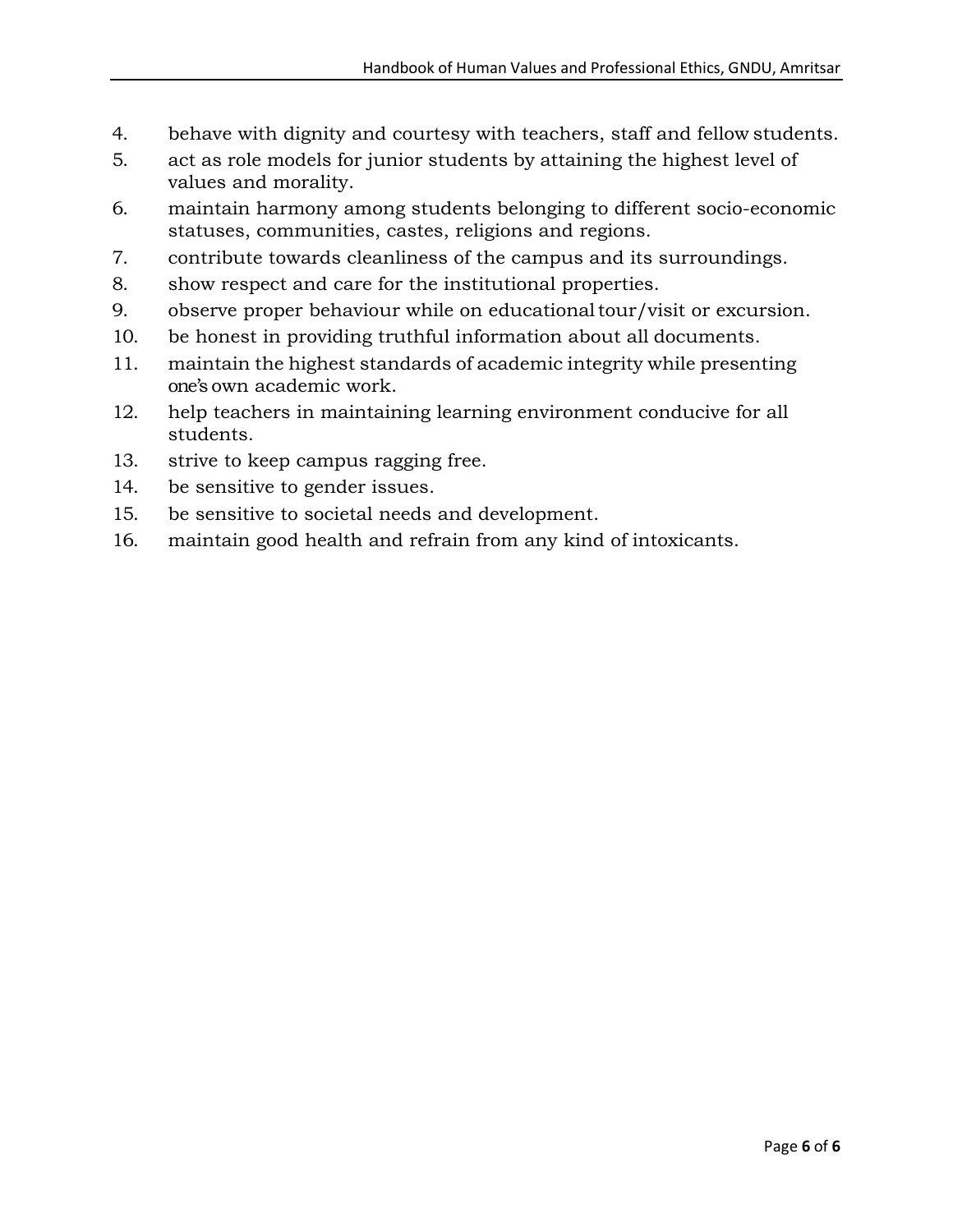4. behave with dignity and courtesy with teachers, staff and fellow students.
5. act as role models for junior students by attaining the highest level of values and morality.
6. maintain harmony among students belonging to different socio-economic statuses, communities, castes, religions and regions.
7. contribute towards cleanliness of the campus and its surroundings.
8. show respect and care for the institutional properties.
9. observe proper behaviour while on educational tour/visit or excursion.
10. be honest in providing truthful information about all documents.
11. maintain the highest standards of academic integrity while presenting one's own academic work.
12. help teachers in maintaining learning environment conducive for all students.
13. strive to keep campus ragging free.
14. be sensitive to gender issues.
15. be sensitive to societal needs and development.
16. maintain good health and refrain from any kind of intoxicants.